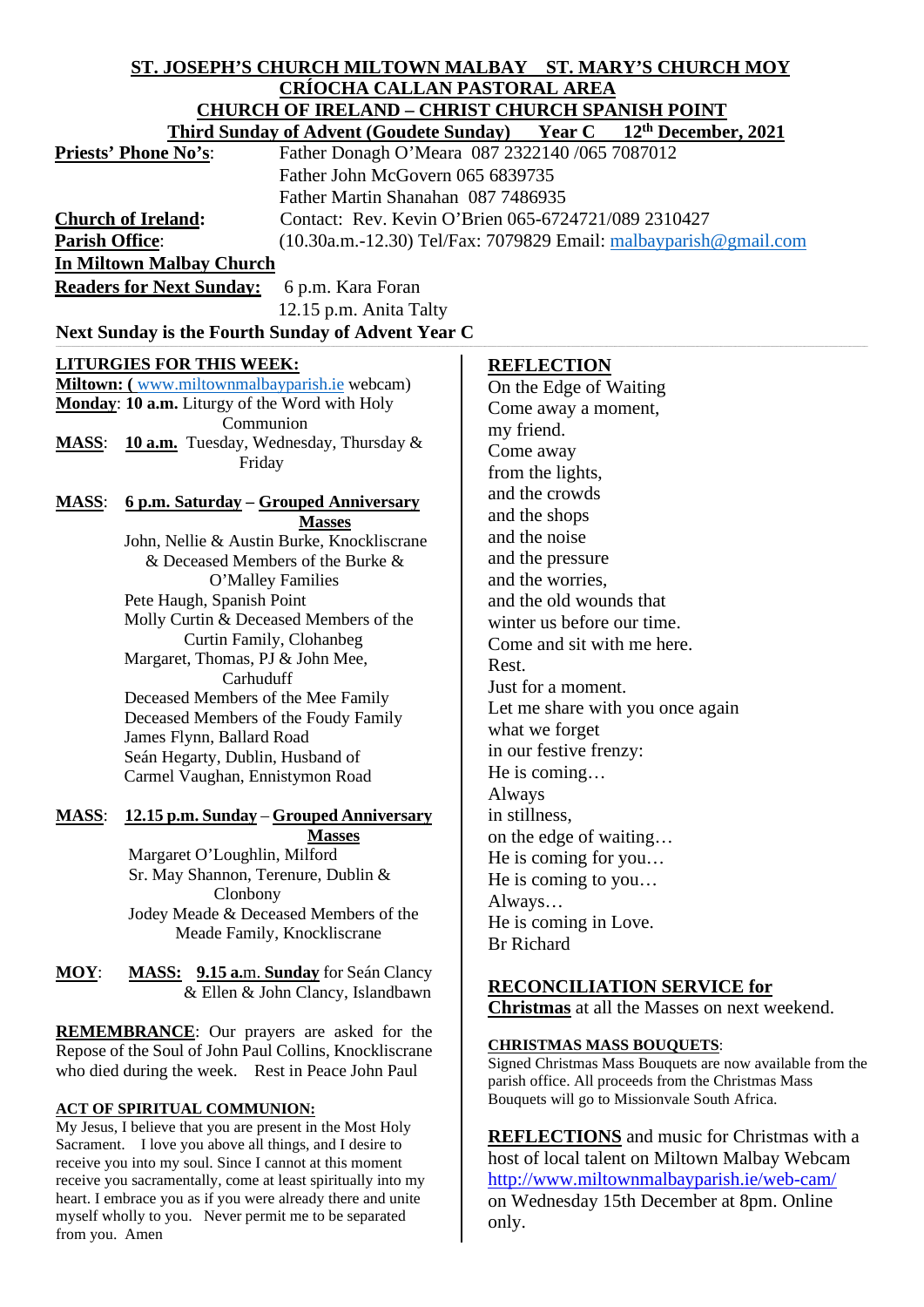# ST. JOSEPH'S CHURCH MILTOWN MALBAY ST. MARY'S CHURCH MOY

## CRÍOCHA CALLAN PASTORAL AREA

## CHURCH OF IRELAND – CHRIST CHURCH SPANISH POINT

**Third Sunday of Advent (Goudete Sunday) Year C 12th December, 2021**

**Priests' Phone No's**: Father Donagh O'Meara 087 2322140 /065 7087012
Father John McGovern 065 6839735
Father Martin Shanahan 087 7486935

**Church of Ireland:** Contact: Rev. Kevin O'Brien 065-6724721/089 2310427

**Parish Office**: (10.30a.m.-12.30) Tel/Fax: 7079829 Email: malbayparish@gmail.com

**In Miltown Malbay Church**

**Readers for Next Sunday:** 6 p.m. Kara Foran
12.15 p.m. Anita Talty

**Next Sunday is the Fourth Sunday of Advent Year C**

**LITURGIES FOR THIS WEEK:**

**Miltown: (** www.miltownmalbayparish.ie webcam)

**Monday**: **10 a.m.** Liturgy of the Word with Holy Communion

**MASS**: **10 a.m.** Tuesday, Wednesday, Thursday & Friday

**MASS**: **6 p.m. Saturday – Grouped Anniversary Masses**

John, Nellie & Austin Burke, Knockliscrane & Deceased Members of the Burke & O'Malley Families
Pete Haugh, Spanish Point
Molly Curtin & Deceased Members of the Curtin Family, Clohanbeg
Margaret, Thomas, PJ & John Mee, Carhuduff
Deceased Members of the Mee Family
Deceased Members of the Foudy Family
James Flynn, Ballard Road
Seán Hegarty, Dublin, Husband of Carmel Vaughan, Ennistymon Road

**MASS**: **12.15 p.m. Sunday – Grouped Anniversary Masses**

Margaret O'Loughlin, Milford
Sr. May Shannon, Terenure, Dublin & Clonbony
Jodey Meade & Deceased Members of the Meade Family, Knockliscrane

**MOY**: **MASS: 9.15 a.m. Sunday** for Seán Clancy & Ellen & John Clancy, Islandbawn

**REMEMBRANCE**: Our prayers are asked for the Repose of the Soul of John Paul Collins, Knockliscrane who died during the week. Rest in Peace John Paul

**ACT OF SPIRITUAL COMMUNION:**

My Jesus, I believe that you are present in the Most Holy Sacrament. I love you above all things, and I desire to receive you into my soul. Since I cannot at this moment receive you sacramentally, come at least spiritually into my heart. I embrace you as if you were already there and unite myself wholly to you. Never permit me to be separated from you. Amen

**REFLECTION**

On the Edge of Waiting
Come away a moment,
my friend.
Come away
from the lights,
and the crowds
and the shops
and the noise
and the pressure
and the worries,
and the old wounds that
winter us before our time.
Come and sit with me here.
Rest.
Just for a moment.
Let me share with you once again
what we forget
in our festive frenzy:
He is coming…
Always
in stillness,
on the edge of waiting…
He is coming for you…
He is coming to you…
Always…
He is coming in Love.
Br Richard

**RECONCILIATION SERVICE for Christmas** at all the Masses on next weekend.

**CHRISTMAS MASS BOUQUETS**:

Signed Christmas Mass Bouquets are now available from the parish office. All proceeds from the Christmas Mass Bouquets will go to Missionvale South Africa.

**REFLECTIONS** and music for Christmas with a host of local talent on Miltown Malbay Webcam http://www.miltownmalbayparish.ie/web-cam/ on Wednesday 15th December at 8pm. Online only.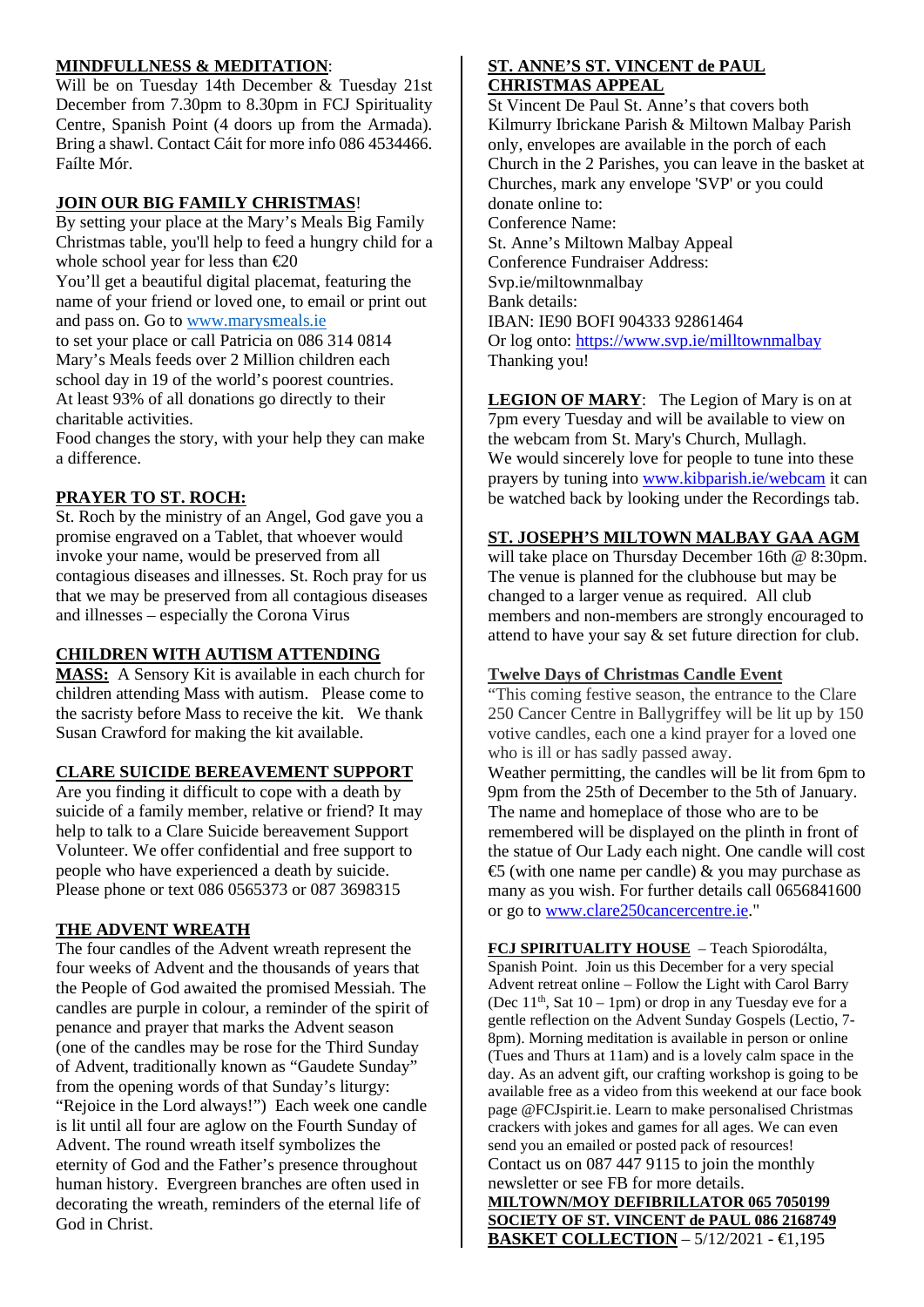**MINDFULLNESS & MEDITATION**:
Will be on Tuesday 14th December & Tuesday 21st December from 7.30pm to 8.30pm in FCJ Spirituality Centre, Spanish Point (4 doors up from the Armada). Bring a shawl. Contact Cáit for more info 086 4534466. Fáilte Mór.

**JOIN OUR BIG FAMILY CHRISTMAS**!
By setting your place at the Mary's Meals Big Family Christmas table, you'll help to feed a hungry child for a whole school year for less than €20
You'll get a beautiful digital placemat, featuring the name of your friend or loved one, to email or print out and pass on. Go to www.marysmeals.ie
to set your place or call Patricia on 086 314 0814
Mary's Meals feeds over 2 Million children each school day in 19 of the world's poorest countries.
At least 93% of all donations go directly to their charitable activities.
Food changes the story, with your help they can make a difference.

**PRAYER TO ST. ROCH:**
St. Roch by the ministry of an Angel, God gave you a promise engraved on a Tablet, that whoever would invoke your name, would be preserved from all contagious diseases and illnesses. St. Roch pray for us that we may be preserved from all contagious diseases and illnesses – especially the Corona Virus

**CHILDREN WITH AUTISM ATTENDING MASS:** A Sensory Kit is available in each church for children attending Mass with autism. Please come to the sacristy before Mass to receive the kit. We thank Susan Crawford for making the kit available.

**CLARE SUICIDE BEREAVEMENT SUPPORT**
Are you finding it difficult to cope with a death by suicide of a family member, relative or friend? It may help to talk to a Clare Suicide bereavement Support Volunteer. We offer confidential and free support to people who have experienced a death by suicide. Please phone or text 086 0565373 or 087 3698315

**THE ADVENT WREATH**
The four candles of the Advent wreath represent the four weeks of Advent and the thousands of years that the People of God awaited the promised Messiah. The candles are purple in colour, a reminder of the spirit of penance and prayer that marks the Advent season (one of the candles may be rose for the Third Sunday of Advent, traditionally known as "Gaudete Sunday" from the opening words of that Sunday's liturgy: "Rejoice in the Lord always!") Each week one candle is lit until all four are aglow on the Fourth Sunday of Advent. The round wreath itself symbolizes the eternity of God and the Father's presence throughout human history. Evergreen branches are often used in decorating the wreath, reminders of the eternal life of God in Christ.

**ST. ANNE'S ST. VINCENT de PAUL CHRISTMAS APPEAL**
St Vincent De Paul St. Anne's that covers both Kilmurry Ibrickane Parish & Miltown Malbay Parish only, envelopes are available in the porch of each Church in the 2 Parishes, you can leave in the basket at Churches, mark any envelope 'SVP' or you could donate online to:
Conference Name:
St. Anne's Miltown Malbay Appeal
Conference Fundraiser Address:
Svp.ie/miltownmalbay
Bank details:
IBAN: IE90 BOFI 904333 92861464
Or log onto: https://www.svp.ie/milltownmalbay
Thanking you!

**LEGION OF MARY**: The Legion of Mary is on at 7pm every Tuesday and will be available to view on the webcam from St. Mary's Church, Mullagh.
We would sincerely love for people to tune into these prayers by tuning into www.kibparish.ie/webcam it can be watched back by looking under the Recordings tab.

**ST. JOSEPH'S MILTOWN MALBAY GAA AGM**
will take place on Thursday December 16th @ 8:30pm. The venue is planned for the clubhouse but may be changed to a larger venue as required. All club members and non-members are strongly encouraged to attend to have your say & set future direction for club.

**Twelve Days of Christmas Candle Event**
"This coming festive season, the entrance to the Clare 250 Cancer Centre in Ballygriffey will be lit up by 150 votive candles, each one a kind prayer for a loved one who is ill or has sadly passed away.
Weather permitting, the candles will be lit from 6pm to 9pm from the 25th of December to the 5th of January. The name and homeplace of those who are to be remembered will be displayed on the plinth in front of the statue of Our Lady each night. One candle will cost €5 (with one name per candle) & you may purchase as many as you wish. For further details call 0656841600 or go to www.clare250cancercentre.ie."

**FCJ SPIRITUALITY HOUSE** – Teach Spiorodálta, Spanish Point. Join us this December for a very special Advent retreat online – Follow the Light with Carol Barry (Dec 11th, Sat 10 – 1pm) or drop in any Tuesday eve for a gentle reflection on the Advent Sunday Gospels (Lectio, 7-8pm). Morning meditation is available in person or online (Tues and Thurs at 11am) and is a lovely calm space in the day. As an advent gift, our crafting workshop is going to be available free as a video from this weekend at our face book page @FCJspirit.ie. Learn to make personalised Christmas crackers with jokes and games for all ages. We can even send you an emailed or posted pack of resources!
Contact us on 087 447 9115 to join the monthly newsletter or see FB for more details.

**MILTOWN MALBAY DEFIBRILLATOR 065 7050199**
**SOCIETY OF ST. VINCENT de PAUL 086 2168749**
**BASKET COLLECTION** – 5/12/2021 - €1,195